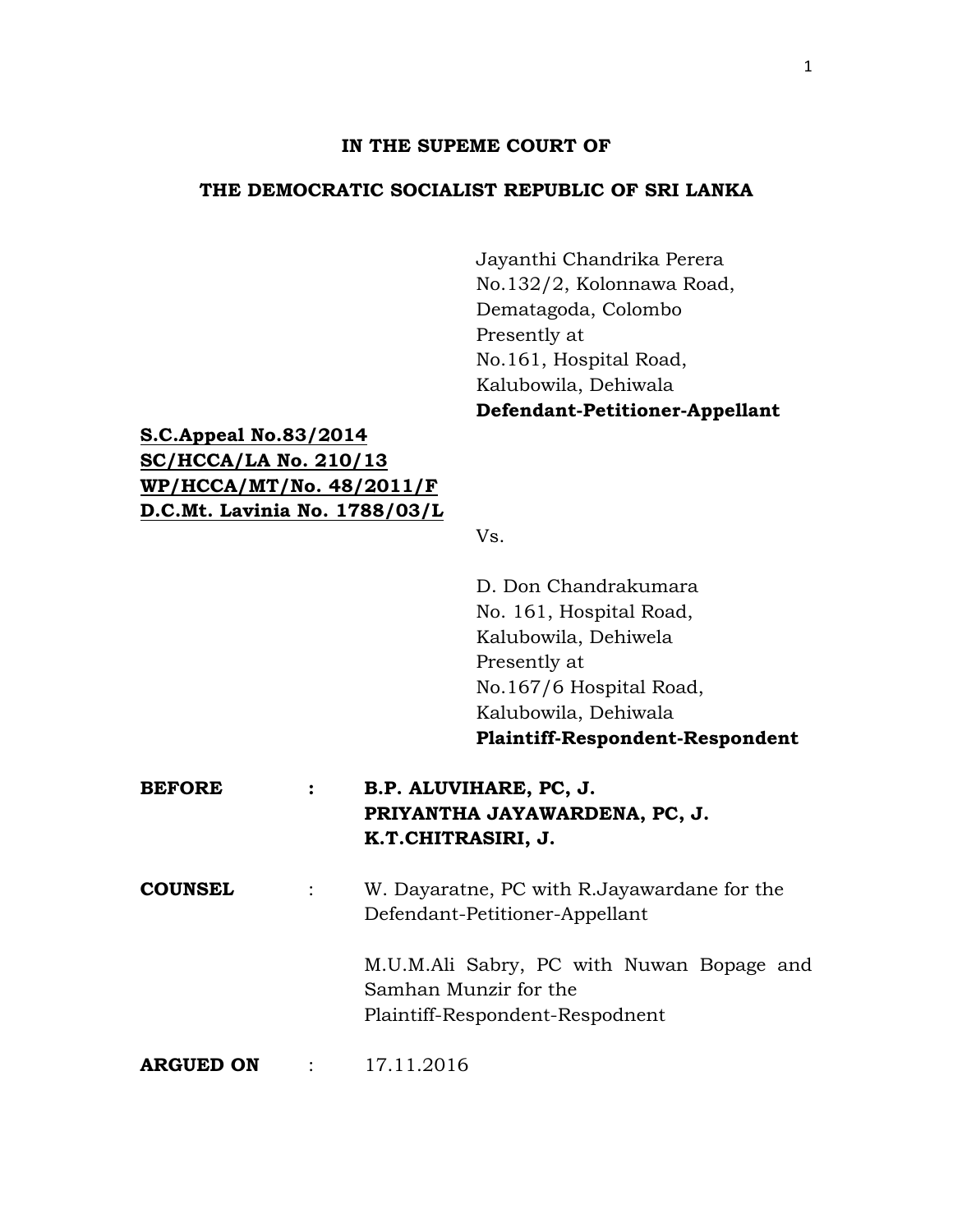**IN THE SUPEME COURT OF**

**THE DEMOCRATIC SOCIALIST REPUBLIC OF SRI LANKA**

Jayanthi Chandrika Perera
No.132/2, Kolonnawa Road,
Dematagoda, Colombo
Presently at
No.161, Hospital Road,
Kalubowila, Dehiwala
**Defendant-Petitioner-Appellant**

**S.C.Appeal No.83/2014**
**SC/HCCA/LA No. 210/13**
**WP/HCCA/MT/No. 48/2011/F**
**D.C.Mt. Lavinia No. 1788/03/L**

Vs.

D. Don Chandrakumara
No. 161, Hospital Road,
Kalubowila, Dehiwela
Presently at
No.167/6 Hospital Road,
Kalubowila, Dehiwala
**Plaintiff-Respondent-Respondent**

**BEFORE** : **B.P. ALUVIHARE, PC, J.**
**PRIYANTHA JAYAWARDENA, PC, J.**
**K.T.CHITRASIRI, J.**

**COUNSEL** : W. Dayaratne, PC with R.Jayawardane for the Defendant-Petitioner-Appellant

M.U.M.Ali Sabry, PC with Nuwan Bopage and Samhan Munzir for the Plaintiff-Respondent-Respodnent

**ARGUED ON** : 17.11.2016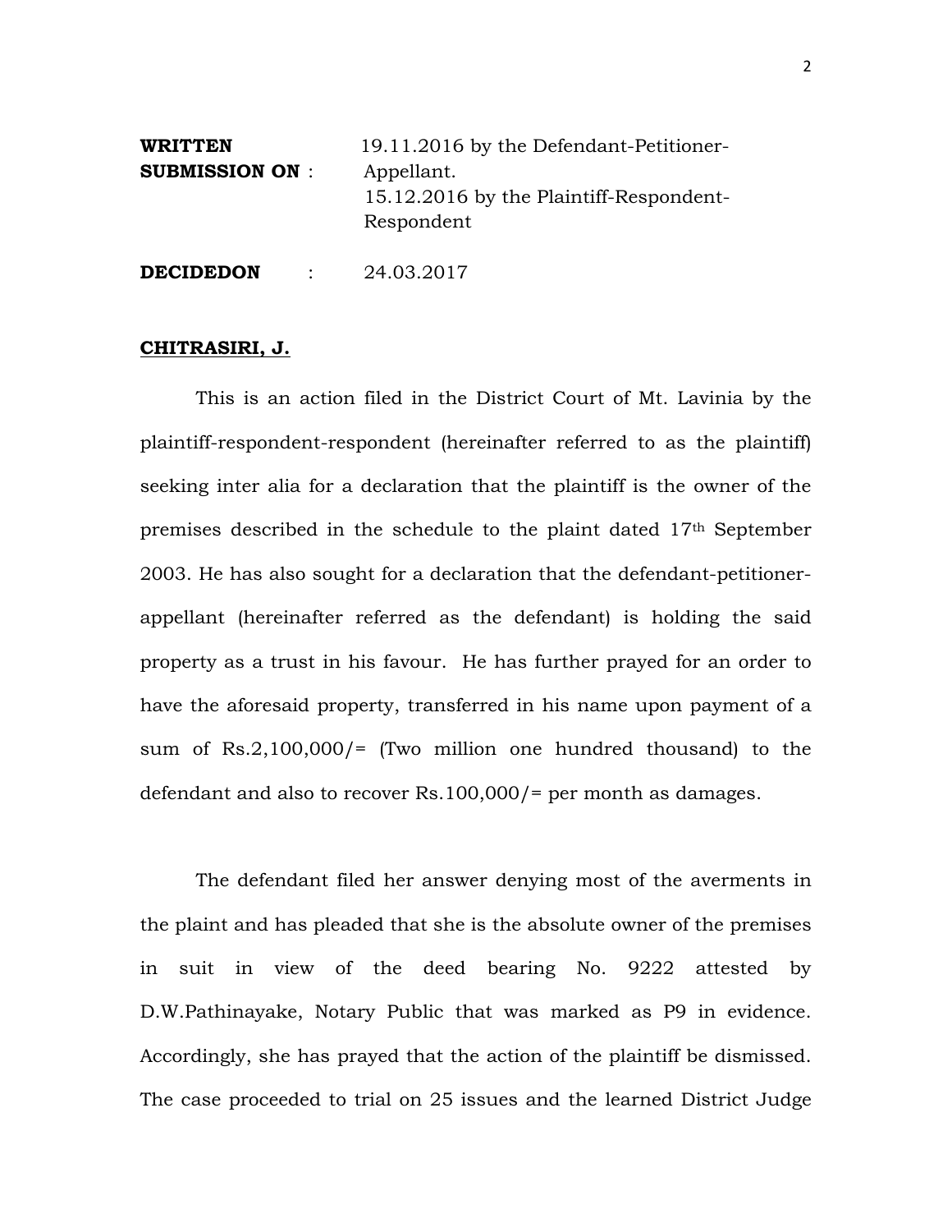**WRITTEN SUBMISSION ON** : 19.11.2016 by the Defendant-Petitioner-Appellant.
15.12.2016 by the Plaintiff-Respondent-Respondent

**DECIDEDON** : 24.03.2017

**CHITRASIRI, J.**

This is an action filed in the District Court of Mt. Lavinia by the plaintiff-respondent-respondent (hereinafter referred to as the plaintiff) seeking inter alia for a declaration that the plaintiff is the owner of the premises described in the schedule to the plaint dated 17th September 2003. He has also sought for a declaration that the defendant-petitioner-appellant (hereinafter referred as the defendant) is holding the said property as a trust in his favour. He has further prayed for an order to have the aforesaid property, transferred in his name upon payment of a sum of Rs.2,100,000/= (Two million one hundred thousand) to the defendant and also to recover Rs.100,000/= per month as damages.

The defendant filed her answer denying most of the averments in the plaint and has pleaded that she is the absolute owner of the premises in suit in view of the deed bearing No. 9222 attested by D.W.Pathinayake, Notary Public that was marked as P9 in evidence. Accordingly, she has prayed that the action of the plaintiff be dismissed. The case proceeded to trial on 25 issues and the learned District Judge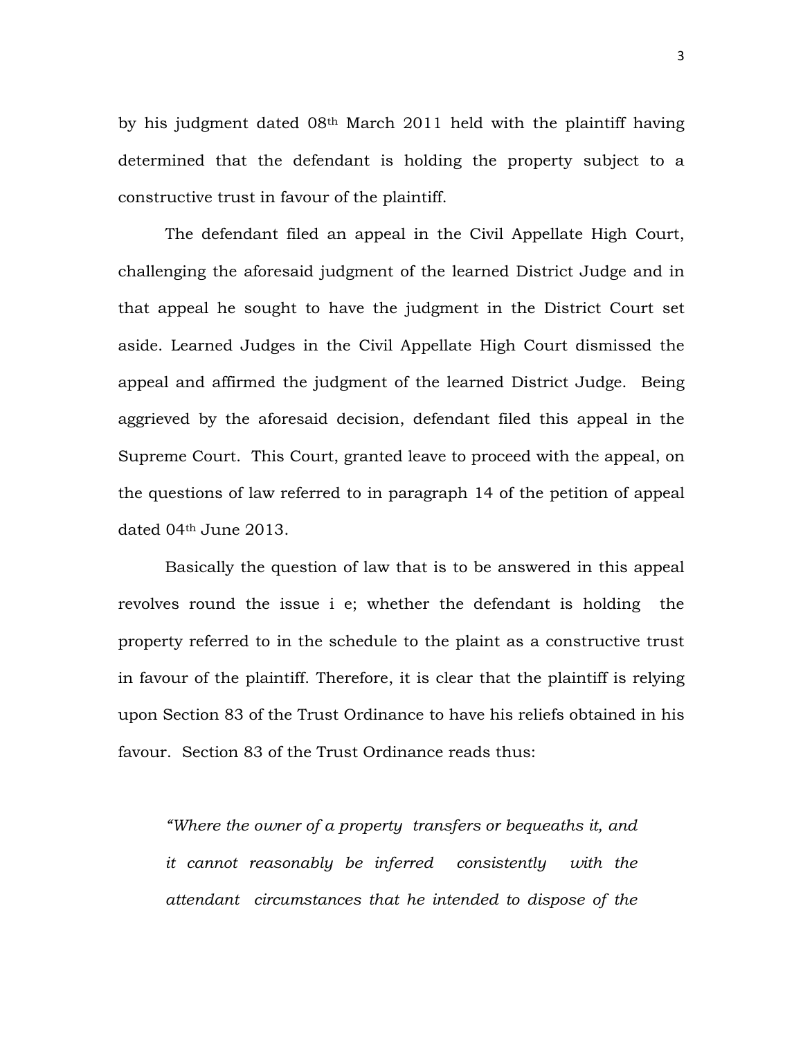by his judgment dated 08th March 2011 held with the plaintiff having determined that the defendant is holding the property subject to a constructive trust in favour of the plaintiff.

The defendant filed an appeal in the Civil Appellate High Court, challenging the aforesaid judgment of the learned District Judge and in that appeal he sought to have the judgment in the District Court set aside. Learned Judges in the Civil Appellate High Court dismissed the appeal and affirmed the judgment of the learned District Judge. Being aggrieved by the aforesaid decision, defendant filed this appeal in the Supreme Court. This Court, granted leave to proceed with the appeal, on the questions of law referred to in paragraph 14 of the petition of appeal dated 04th June 2013.

Basically the question of law that is to be answered in this appeal revolves round the issue i e; whether the defendant is holding the property referred to in the schedule to the plaint as a constructive trust in favour of the plaintiff. Therefore, it is clear that the plaintiff is relying upon Section 83 of the Trust Ordinance to have his reliefs obtained in his favour. Section 83 of the Trust Ordinance reads thus:

> *"Where the owner of a property transfers or bequeaths it, and it cannot reasonably be inferred consistently with the attendant circumstances that he intended to dispose of the*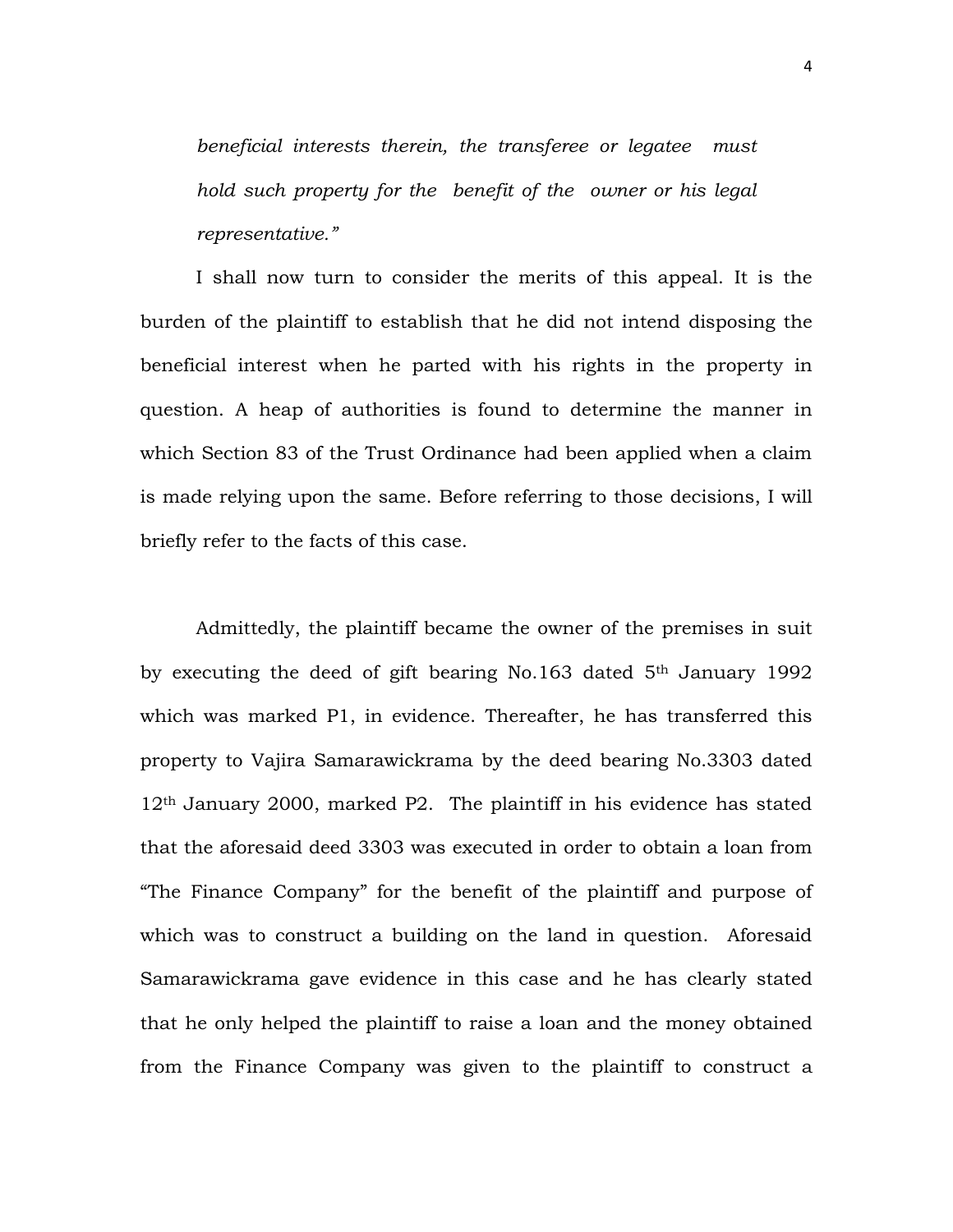*beneficial interests therein, the transferee or legatee must hold such property for the benefit of the owner or his legal representative."*

I shall now turn to consider the merits of this appeal. It is the burden of the plaintiff to establish that he did not intend disposing the beneficial interest when he parted with his rights in the property in question. A heap of authorities is found to determine the manner in which Section 83 of the Trust Ordinance had been applied when a claim is made relying upon the same. Before referring to those decisions, I will briefly refer to the facts of this case.

Admittedly, the plaintiff became the owner of the premises in suit by executing the deed of gift bearing No.163 dated 5th January 1992 which was marked P1, in evidence. Thereafter, he has transferred this property to Vajira Samarawickrama by the deed bearing No.3303 dated 12th January 2000, marked P2. The plaintiff in his evidence has stated that the aforesaid deed 3303 was executed in order to obtain a loan from "The Finance Company" for the benefit of the plaintiff and purpose of which was to construct a building on the land in question. Aforesaid Samarawickrama gave evidence in this case and he has clearly stated that he only helped the plaintiff to raise a loan and the money obtained from the Finance Company was given to the plaintiff to construct a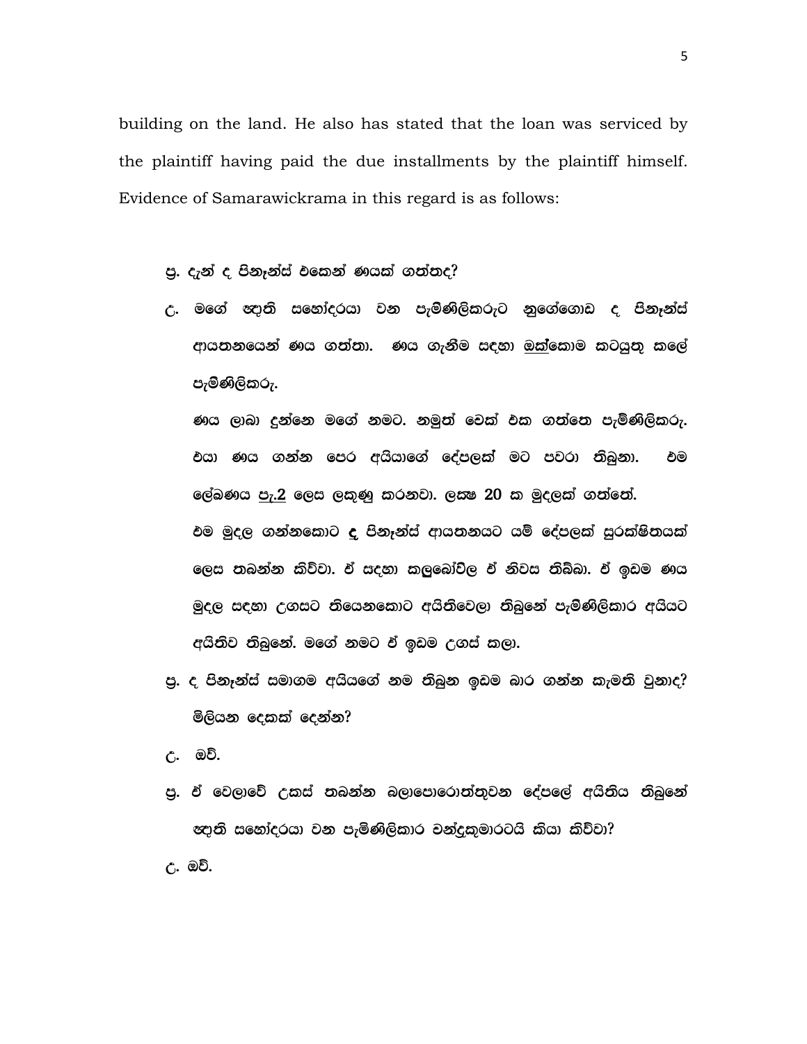building on the land. He also has stated that the loan was serviced by the plaintiff having paid the due installments by the plaintiff himself. Evidence of Samarawickrama in this regard is as follows:

ප්‍ර. දැන් ද පිනෑන්ස් එකෙන් ණයක් ගත්තද?

උ. මගේ ඥාති සහෝදරයා වන පැමිණිලිකරුට නුගේගොඩ ද පිනෑන්ස් ආයතනයෙන් ණය ගත්තා. ණය ගැනීම සඳහා <u>ඔක්</u>කොම කටයුතු කලේ පැමිණිලිකරු.

ණය ලාබා දුන්නෙ මගේ නමට. නමුත් චෙක් එක ගත්තෙ පැමිණිලිකරු. එයා ණය ගන්න පෙර අයියාගේ දේපලක් මට පවරා තිබුනා. එම ලේඛණය <u>පැ.2</u> ලෙස ලකුණු කරනවා. ලක්ෂ 20 ක මුදලක් ගත්තේ.

එම මුදල ගන්නකොට **ද** පිනෑන්ස් ආයතනයට යම් දේපලක් සුරක්ෂිතයක් ලෙස තබන්න කිව්වා. ඒ සඳහා කලුබෝවිල ඒ නිවස තිබ්බා. ඒ ඉඩම ණය මුදල සඳහා උගසට තියෙනකොට අයිතිවෙලා තිබුනේ පැමිණිලිකාර අයියට අයිතිව තිබුනේ. මගේ නමට ඒ ඉඩම උගස් කලා.

ප්‍ර. ද පිනෑන්ස් සමාගම අයියගේ නම තිබුන ඉඩම බාර ගන්න කැමති වුනාද? මිලියන දෙකක් දෙන්න?

උ. ඔව්.

ප්‍ර. ඒ වෙලාවේ උකස් තබන්න බලාපොරොත්තුවන දේපලේ අයිතිය තිබුනේ ඥාති සහෝදරයා වන පැමිණිලිකාර චන්ද්‍රකුමාරටයි කියා කිව්වා?

උ. ඔව්.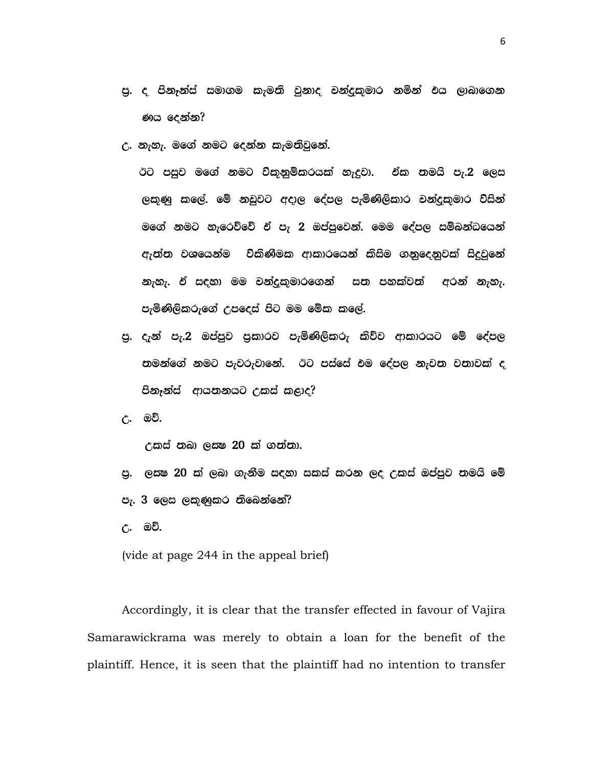ප්‍ර. ද පිනෑන්ස් සමාගම කැමති වුනාද චන්ද්‍රකුමාර නමින් එය ලාබාගෙන ණය දෙන්න?

උ. නැහැ. මගේ නමට දෙන්න කැමතිවුනේ.

ඊට පසුව මගේ නමට විකුනුම්කරයක් හැදුවා. ඒක තමයි පැ.2 ලෙස ලකුණු කලේ. මේ නඩුවට අදාල දේපල පැමිණිලිකාර චන්ද්‍රකුමාර විසින් මගේ නමට හැරෙව්වේ ඒ පැ 2 ඔප්පුවෙන්. මෙම දේපල සම්බන්ධයෙන් ඇත්ත වශයෙන්ම විකිණීමක ආකාරයෙන් කිසිම ගනුදෙනුවක් සිදුවුනේ නැහැ. ඒ සඳහා මම චන්ද්‍රකුමාරගෙන් සත පහක්වත් අරන් නැහැ. පැමිණිලිකරුගේ උපදෙස් පිට මම මේක කලේ.

ප්‍ර. දැන් පැ.2 ඔප්පුව ප්‍රකාරව පැමිණිලිකරු කිව්ව ආකාරයට මේ දේපල තමන්ගේ නමට පැවරුවානේ. ඊට පස්සේ එම දේපල නැවත වතාවක් ද පිනෑන්ස් ආයතනයට උකස් කළාද?

උ. ඔව්.

උකස් තබා ලක්ෂ 20 ක් ගත්තා.

ප්‍ර. ලක්ෂ 20 ක් ලබා ගැනීම සඳහා සකස් කරන ලද උකස් ඔප්පුව තමයි මේ පැ. 3 ලෙස ලකුණුකර තිබෙන්නේ?

උ. ඔව්.

(vide at page 244 in the appeal brief)

Accordingly, it is clear that the transfer effected in favour of Vajira Samarawickrama was merely to obtain a loan for the benefit of the plaintiff. Hence, it is seen that the plaintiff had no intention to transfer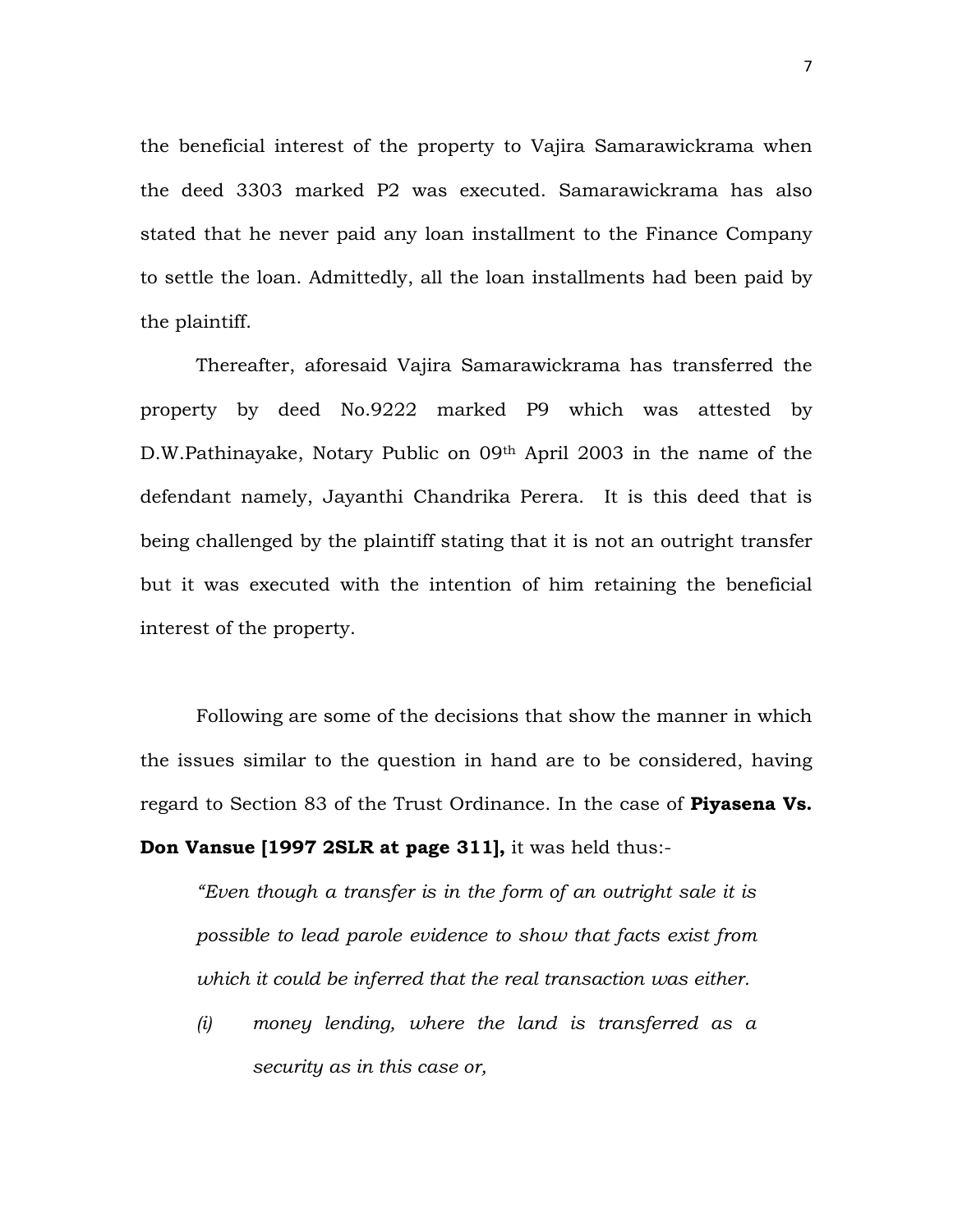the beneficial interest of the property to Vajira Samarawickrama when the deed 3303 marked P2 was executed. Samarawickrama has also stated that he never paid any loan installment to the Finance Company to settle the loan. Admittedly, all the loan installments had been paid by the plaintiff.

Thereafter, aforesaid Vajira Samarawickrama has transferred the property by deed No.9222 marked P9 which was attested by D.W.Pathinayake, Notary Public on 09th April 2003 in the name of the defendant namely, Jayanthi Chandrika Perera. It is this deed that is being challenged by the plaintiff stating that it is not an outright transfer but it was executed with the intention of him retaining the beneficial interest of the property.

Following are some of the decisions that show the manner in which the issues similar to the question in hand are to be considered, having regard to Section 83 of the Trust Ordinance. In the case of **Piyasena Vs. Don Vansue [1997 2SLR at page 311],** it was held thus:-

*"Even though a transfer is in the form of an outright sale it is possible to lead parole evidence to show that facts exist from which it could be inferred that the real transaction was either.*

*(i) money lending, where the land is transferred as a security as in this case or,*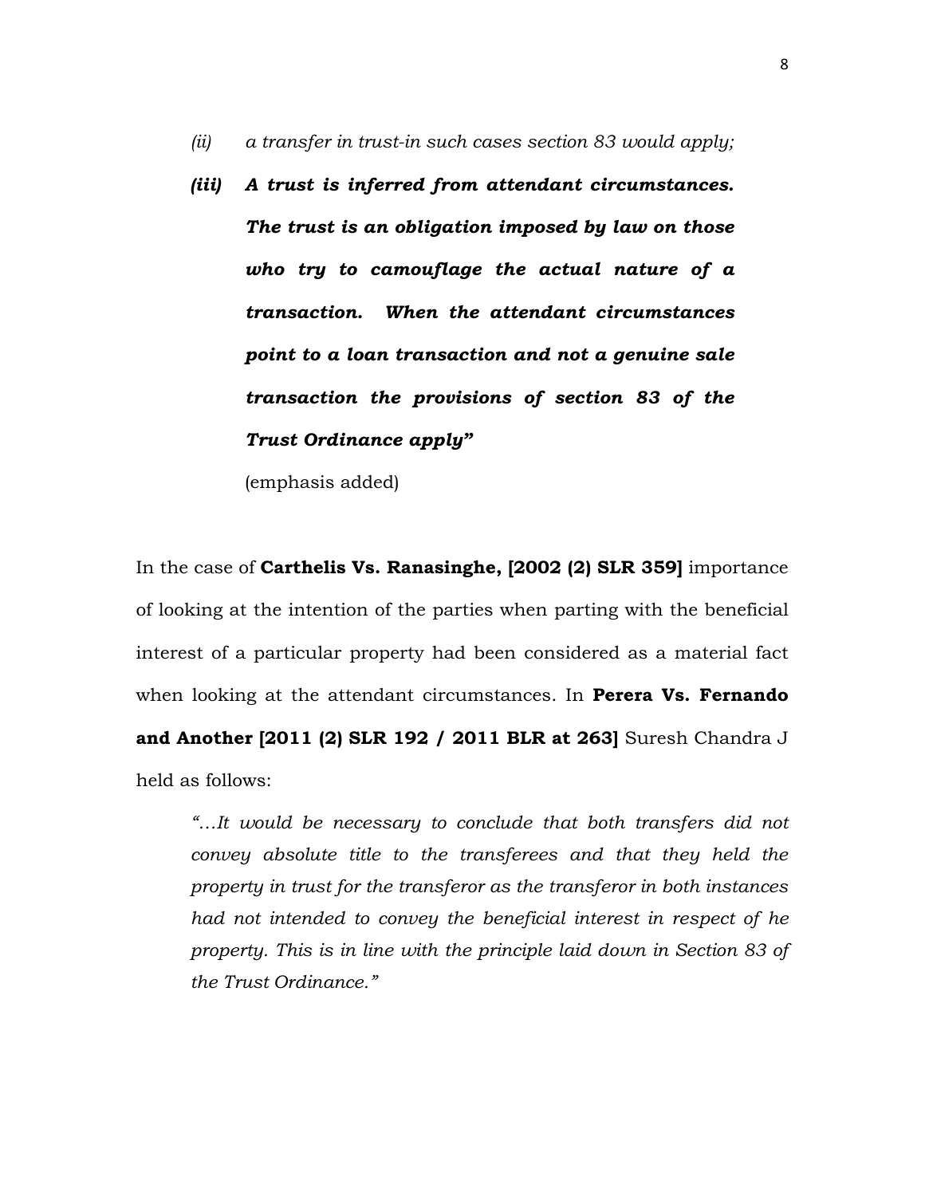*(ii) a transfer in trust-in such cases section 83 would apply;*

***(iii) A trust is inferred from attendant circumstances. The trust is an obligation imposed by law on those who try to camouflage the actual nature of a transaction. When the attendant circumstances point to a loan transaction and not a genuine sale transaction the provisions of section 83 of the Trust Ordinance apply"***

(emphasis added)

In the case of **Carthelis Vs. Ranasinghe, [2002 (2) SLR 359]** importance of looking at the intention of the parties when parting with the beneficial interest of a particular property had been considered as a material fact when looking at the attendant circumstances. In **Perera Vs. Fernando and Another [2011 (2) SLR 192 / 2011 BLR at 263]** Suresh Chandra J held as follows:

> *"…It would be necessary to conclude that both transfers did not convey absolute title to the transferees and that they held the property in trust for the transferor as the transferor in both instances had not intended to convey the beneficial interest in respect of he property. This is in line with the principle laid down in Section 83 of the Trust Ordinance."*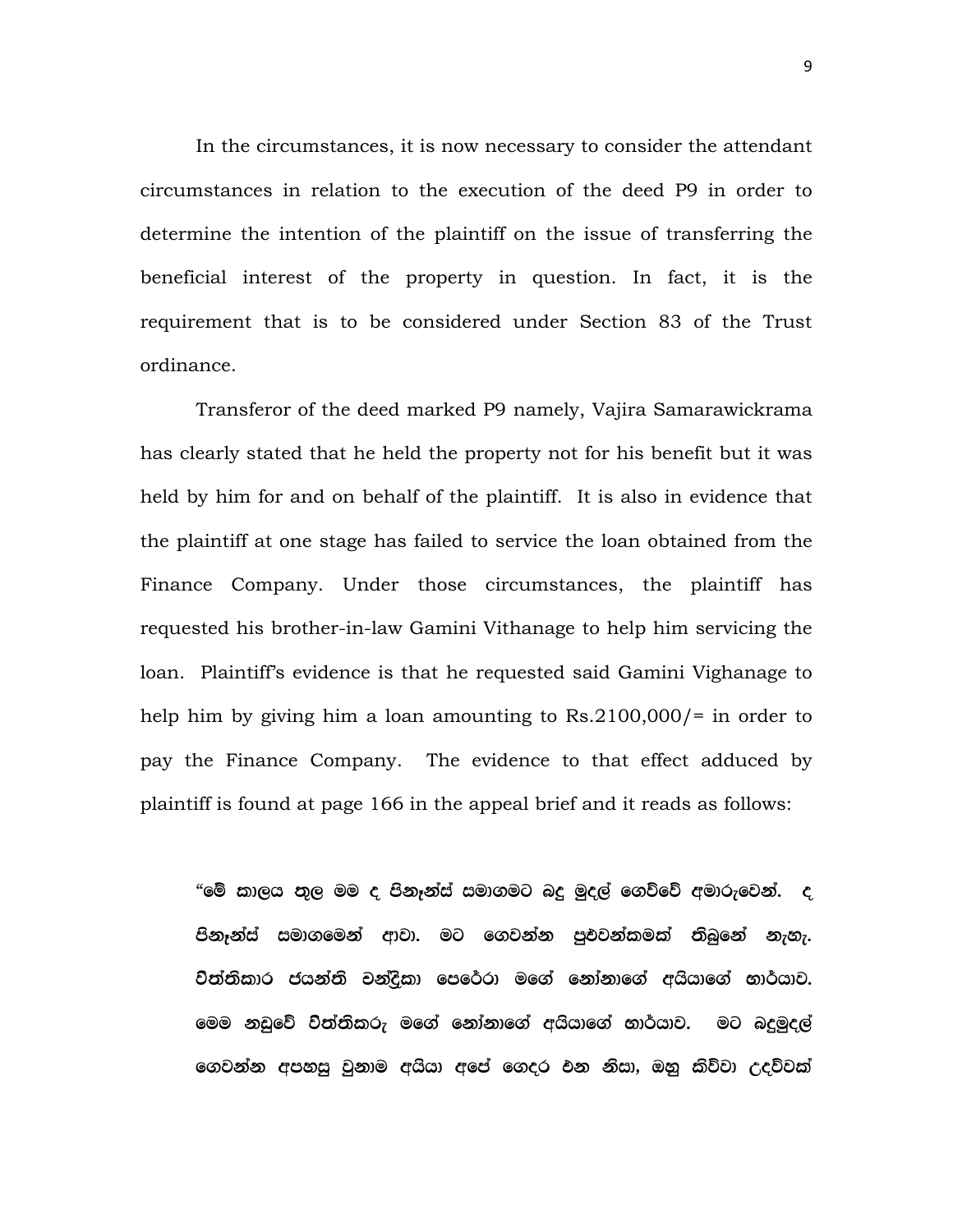In the circumstances, it is now necessary to consider the attendant circumstances in relation to the execution of the deed P9 in order to determine the intention of the plaintiff on the issue of transferring the beneficial interest of the property in question. In fact, it is the requirement that is to be considered under Section 83 of the Trust ordinance.

Transferor of the deed marked P9 namely, Vajira Samarawickrama has clearly stated that he held the property not for his benefit but it was held by him for and on behalf of the plaintiff. It is also in evidence that the plaintiff at one stage has failed to service the loan obtained from the Finance Company. Under those circumstances, the plaintiff has requested his brother-in-law Gamini Vithanage to help him servicing the loan. Plaintiff's evidence is that he requested said Gamini Vighanage to help him by giving him a loan amounting to Rs.2100,000/= in order to pay the Finance Company. The evidence to that effect adduced by plaintiff is found at page 166 in the appeal brief and it reads as follows:

> **"මේ කාලය තුල මම ද ෆිනෑන්ස් සමාගමට බදු මුදල් ගෙව්වේ අමාරුවෙන්. ද ෆිනෑන්ස් සමාගමෙන් ආවා. මට ගෙවන්න පුළුවන්කමක් තිබුනේ නැහැ. විත්තිකාර ජයන්ති චන්ද්‍රිකා පෙරේරා මගේ නෝනාගේ අයියාගේ භාර්යාව. මෙම නඩුවේ විත්තිකරු මගේ නෝනාගේ අයියාගේ භාර්යාව. මට බදුමුදල් ගෙවන්න අපහසු වුනාම අයියා අපේ ගෙදර එන නිසා, ඔහු කිව්වා උදව්වක්**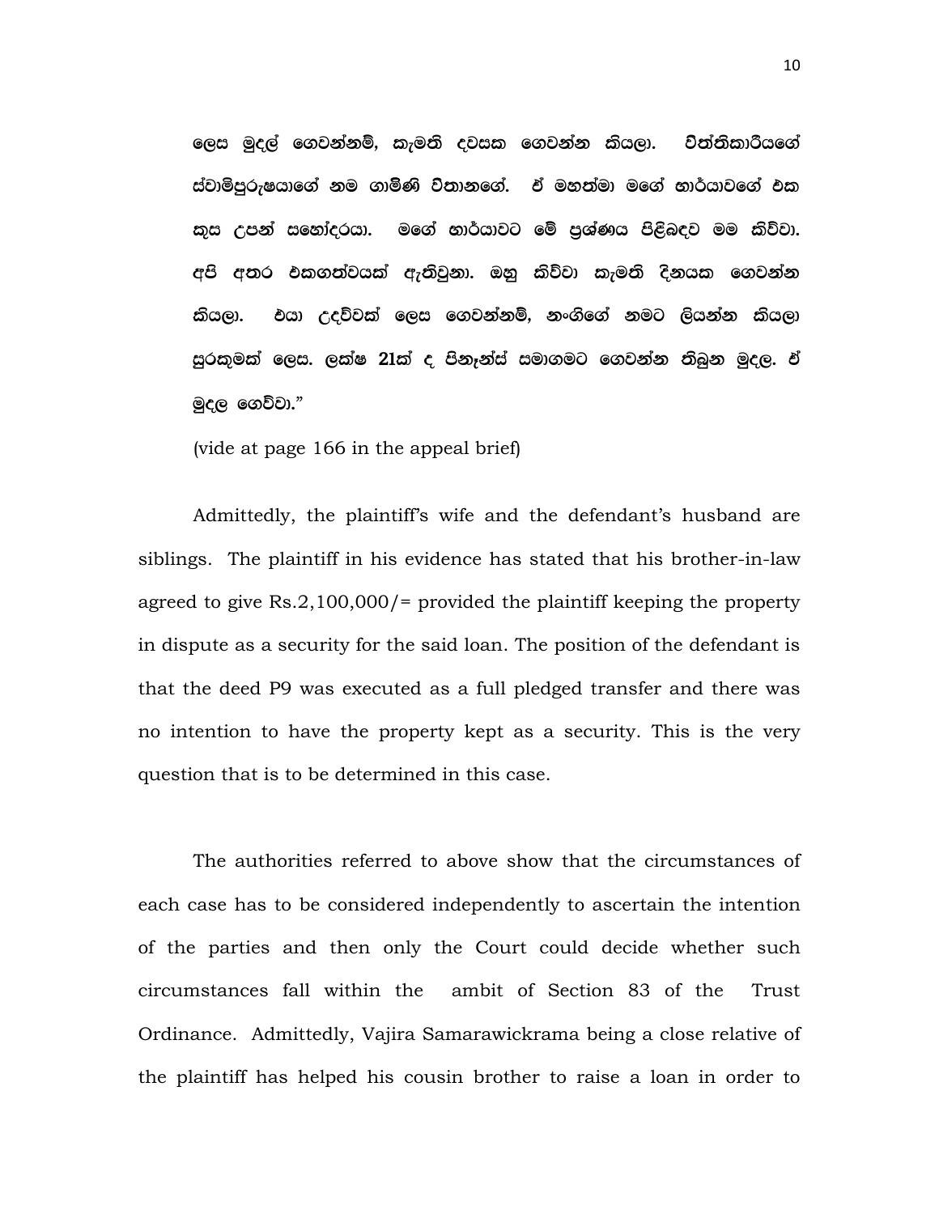ලෙස මුදල් ගෙවන්නම්, කැමති දවසක ගෙවන්න කියලා. විත්තිකාරියගේ ස්වාමිපුරුෂයාගේ නම ගාමිණි විතානගේ. ඒ මහත්මා මගේ භාර්යාවගේ එක කුස උපන් සහෝදරයා. මගේ භාර්යාවට මේ ප්‍රශ්ණය පිළිබඳව මම කිව්වා. අපි අතර එකගත්වයක් ඇතිවුනා. ඔහු කිව්වා කැමති දිනයක ගෙවන්න කියලා. එයා උදව්වක් ලෙස ගෙවන්නම්, නංගිගේ නමට ලියන්න කියලා සුරකුමක් ලෙස. ලක්ෂ 21ක් ද පිනෑන්ස් සමාගමට ගෙවන්න තිබුන මුදල. ඒ මුදල ගෙව්වා."

(vide at page 166 in the appeal brief)

Admittedly, the plaintiff's wife and the defendant's husband are siblings. The plaintiff in his evidence has stated that his brother-in-law agreed to give Rs.2,100,000/= provided the plaintiff keeping the property in dispute as a security for the said loan. The position of the defendant is that the deed P9 was executed as a full pledged transfer and there was no intention to have the property kept as a security. This is the very question that is to be determined in this case.

The authorities referred to above show that the circumstances of each case has to be considered independently to ascertain the intention of the parties and then only the Court could decide whether such circumstances fall within the ambit of Section 83 of the Trust Ordinance. Admittedly, Vajira Samarawickrama being a close relative of the plaintiff has helped his cousin brother to raise a loan in order to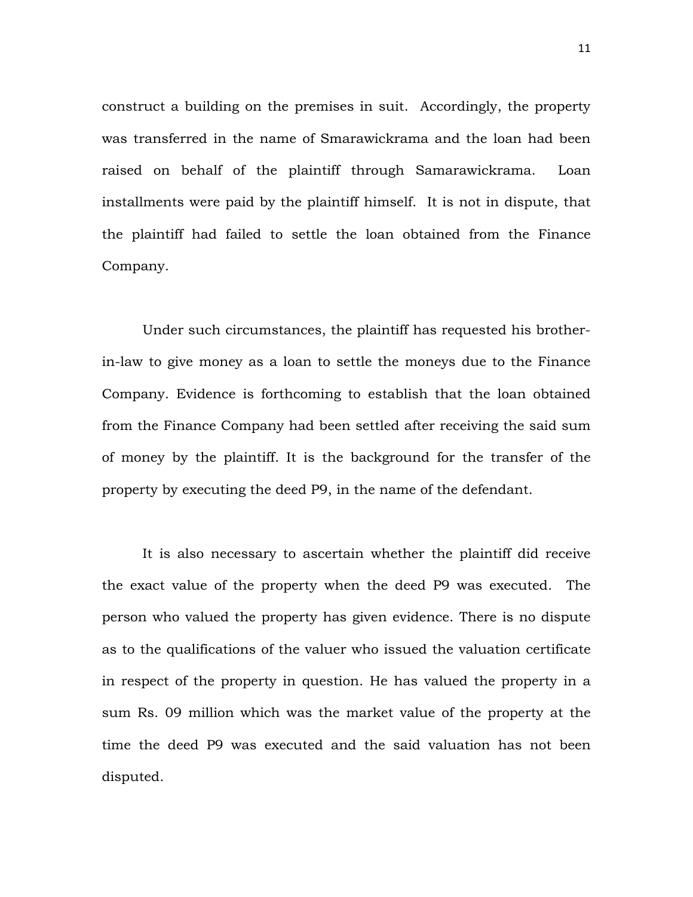construct a building on the premises in suit. Accordingly, the property was transferred in the name of Smarawickrama and the loan had been raised on behalf of the plaintiff through Samarawickrama. Loan installments were paid by the plaintiff himself. It is not in dispute, that the plaintiff had failed to settle the loan obtained from the Finance Company.

Under such circumstances, the plaintiff has requested his brother-in-law to give money as a loan to settle the moneys due to the Finance Company. Evidence is forthcoming to establish that the loan obtained from the Finance Company had been settled after receiving the said sum of money by the plaintiff. It is the background for the transfer of the property by executing the deed P9, in the name of the defendant.

It is also necessary to ascertain whether the plaintiff did receive the exact value of the property when the deed P9 was executed. The person who valued the property has given evidence. There is no dispute as to the qualifications of the valuer who issued the valuation certificate in respect of the property in question. He has valued the property in a sum Rs. 09 million which was the market value of the property at the time the deed P9 was executed and the said valuation has not been disputed.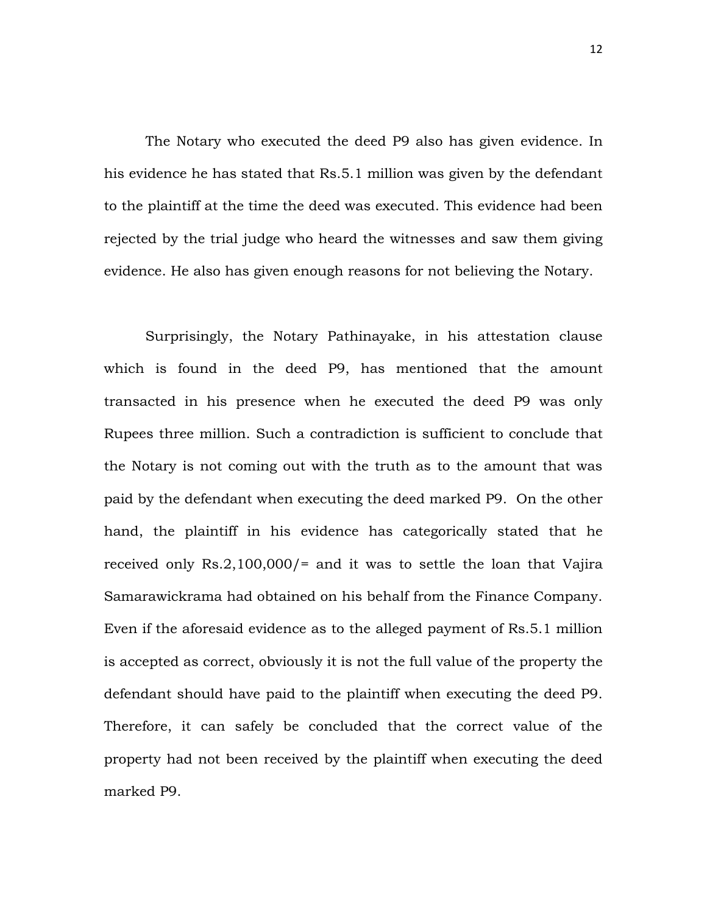The Notary who executed the deed P9 also has given evidence. In his evidence he has stated that Rs.5.1 million was given by the defendant to the plaintiff at the time the deed was executed. This evidence had been rejected by the trial judge who heard the witnesses and saw them giving evidence. He also has given enough reasons for not believing the Notary.

Surprisingly, the Notary Pathinayake, in his attestation clause which is found in the deed P9, has mentioned that the amount transacted in his presence when he executed the deed P9 was only Rupees three million. Such a contradiction is sufficient to conclude that the Notary is not coming out with the truth as to the amount that was paid by the defendant when executing the deed marked P9. On the other hand, the plaintiff in his evidence has categorically stated that he received only Rs.2,100,000/= and it was to settle the loan that Vajira Samarawickrama had obtained on his behalf from the Finance Company. Even if the aforesaid evidence as to the alleged payment of Rs.5.1 million is accepted as correct, obviously it is not the full value of the property the defendant should have paid to the plaintiff when executing the deed P9. Therefore, it can safely be concluded that the correct value of the property had not been received by the plaintiff when executing the deed marked P9.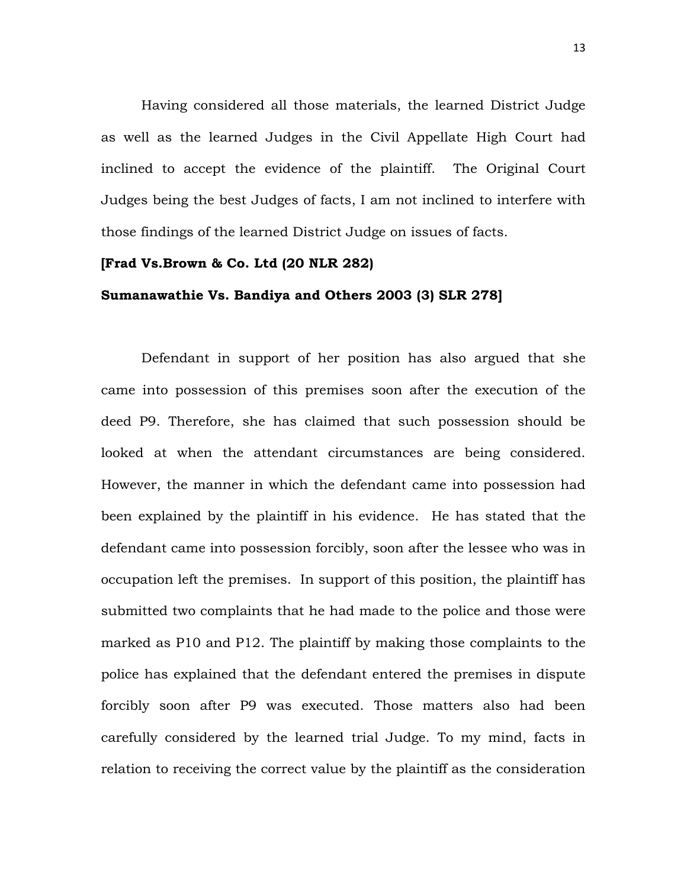Having considered all those materials, the learned District Judge as well as the learned Judges in the Civil Appellate High Court had inclined to accept the evidence of the plaintiff. The Original Court Judges being the best Judges of facts, I am not inclined to interfere with those findings of the learned District Judge on issues of facts.

**[Frad Vs.Brown & Co. Ltd (20 NLR 282)**

**Sumanawathie Vs. Bandiya and Others 2003 (3) SLR 278]**

Defendant in support of her position has also argued that she came into possession of this premises soon after the execution of the deed P9. Therefore, she has claimed that such possession should be looked at when the attendant circumstances are being considered. However, the manner in which the defendant came into possession had been explained by the plaintiff in his evidence. He has stated that the defendant came into possession forcibly, soon after the lessee who was in occupation left the premises. In support of this position, the plaintiff has submitted two complaints that he had made to the police and those were marked as P10 and P12. The plaintiff by making those complaints to the police has explained that the defendant entered the premises in dispute forcibly soon after P9 was executed. Those matters also had been carefully considered by the learned trial Judge. To my mind, facts in relation to receiving the correct value by the plaintiff as the consideration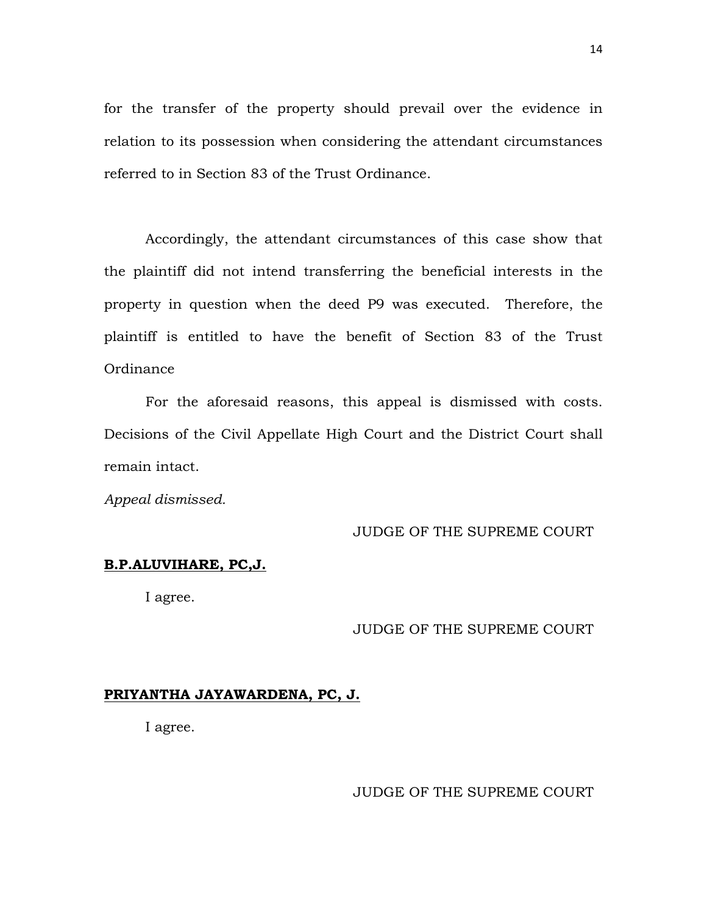for the transfer of the property should prevail over the evidence in relation to its possession when considering the attendant circumstances referred to in Section 83 of the Trust Ordinance.

Accordingly, the attendant circumstances of this case show that the plaintiff did not intend transferring the beneficial interests in the property in question when the deed P9 was executed. Therefore, the plaintiff is entitled to have the benefit of Section 83 of the Trust Ordinance

For the aforesaid reasons, this appeal is dismissed with costs. Decisions of the Civil Appellate High Court and the District Court shall remain intact.

*Appeal dismissed.*

JUDGE OF THE SUPREME COURT

**B.P.ALUVIHARE, PC,J.**

I agree.

JUDGE OF THE SUPREME COURT

**PRIYANTHA JAYAWARDENA, PC, J.**

I agree.

JUDGE OF THE SUPREME COURT